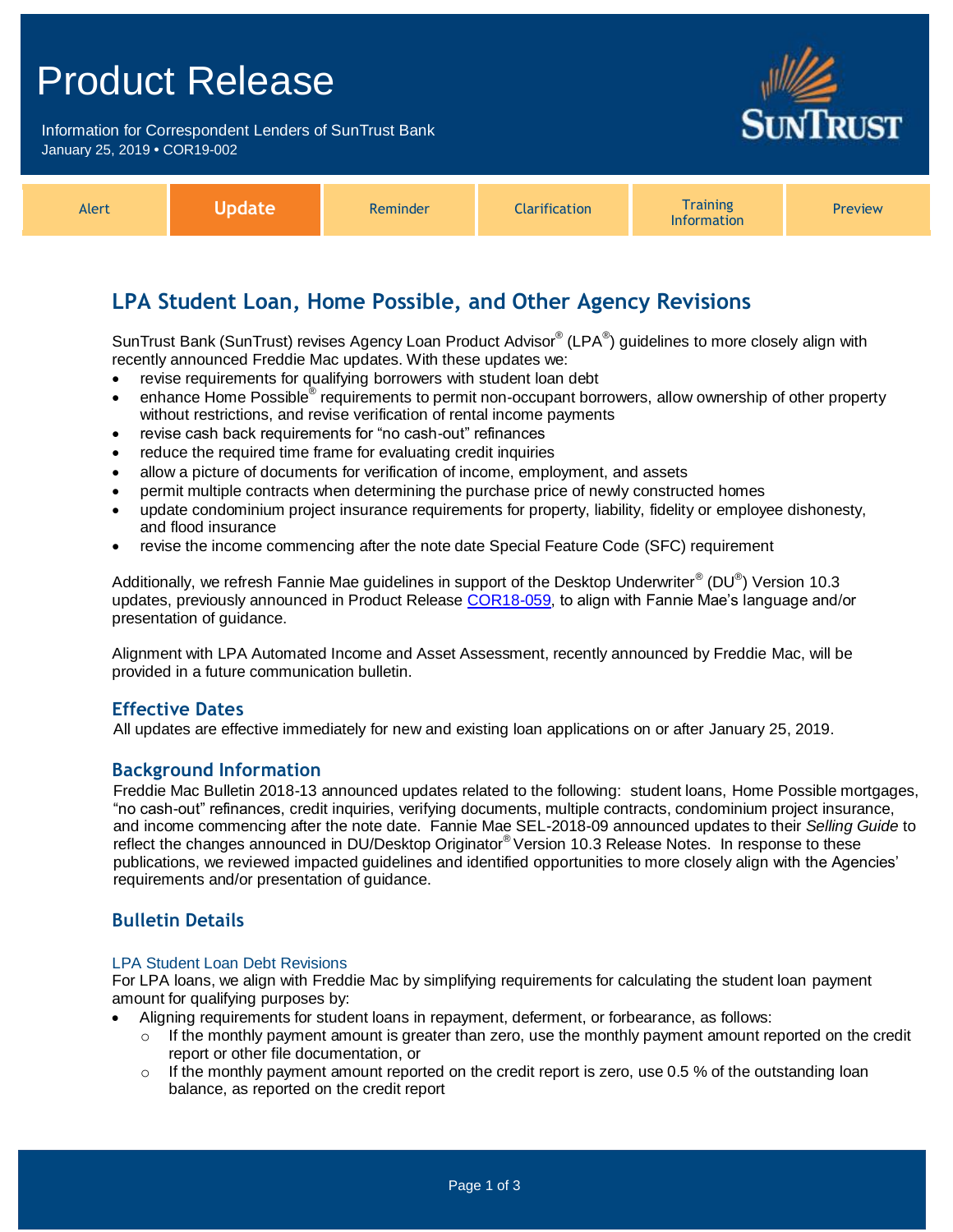# Product Release

Information for Correspondent Lenders of SunTrust Bank
January 25, 2019 • COR19-002

| Alert | **Update** | Reminder | Clarification | Training Information | Preview |
|---|---|---|---|---|---|

## LPA Student Loan, Home Possible, and Other Agency Revisions

SunTrust Bank (SunTrust) revises Agency Loan Product Advisor® (LPA®) guidelines to more closely align with recently announced Freddie Mac updates. With these updates we:

- revise requirements for qualifying borrowers with student loan debt
- enhance Home Possible® requirements to permit non-occupant borrowers, allow ownership of other property without restrictions, and revise verification of rental income payments
- revise cash back requirements for "no cash-out" refinances
- reduce the required time frame for evaluating credit inquiries
- allow a picture of documents for verification of income, employment, and assets
- permit multiple contracts when determining the purchase price of newly constructed homes
- update condominium project insurance requirements for property, liability, fidelity or employee dishonesty, and flood insurance
- revise the income commencing after the note date Special Feature Code (SFC) requirement

Additionally, we refresh Fannie Mae guidelines in support of the Desktop Underwriter® (DU®) Version 10.3 updates, previously announced in Product Release COR18-059, to align with Fannie Mae's language and/or presentation of guidance.

Alignment with LPA Automated Income and Asset Assessment, recently announced by Freddie Mac, will be provided in a future communication bulletin.

### Effective Dates

All updates are effective immediately for new and existing loan applications on or after January 25, 2019.

### Background Information

Freddie Mac Bulletin 2018-13 announced updates related to the following: student loans, Home Possible mortgages, "no cash-out" refinances, credit inquiries, verifying documents, multiple contracts, condominium project insurance, and income commencing after the note date. Fannie Mae SEL-2018-09 announced updates to their *Selling Guide* to reflect the changes announced in DU/Desktop Originator® Version 10.3 Release Notes. In response to these publications, we reviewed impacted guidelines and identified opportunities to more closely align with the Agencies' requirements and/or presentation of guidance.

### Bulletin Details

#### LPA Student Loan Debt Revisions

For LPA loans, we align with Freddie Mac by simplifying requirements for calculating the student loan payment amount for qualifying purposes by:

- Aligning requirements for student loans in repayment, deferment, or forbearance, as follows:
  - If the monthly payment amount is greater than zero, use the monthly payment amount reported on the credit report or other file documentation, or
  - If the monthly payment amount reported on the credit report is zero, use 0.5 % of the outstanding loan balance, as reported on the credit report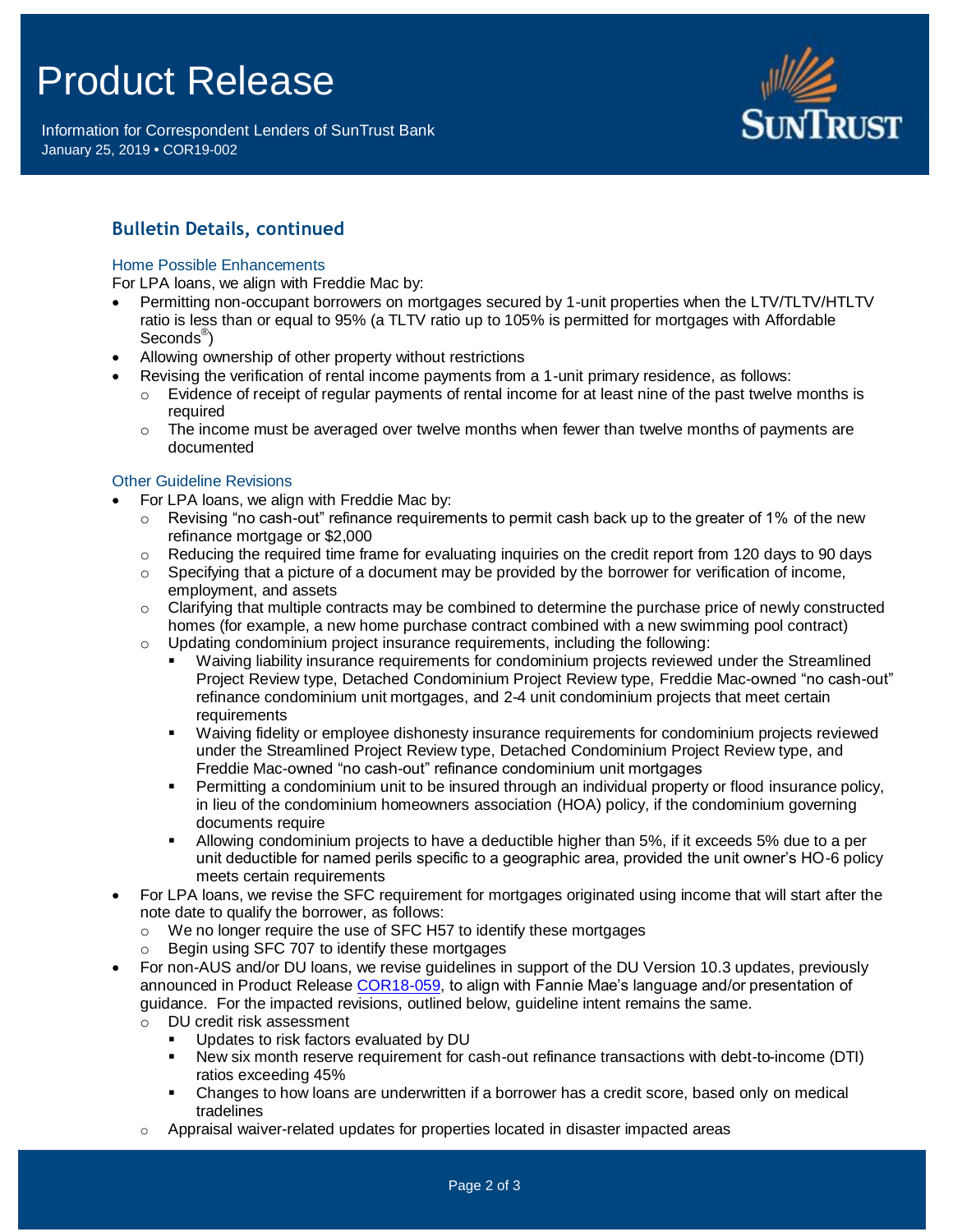## Bulletin Details, continued

### Home Possible Enhancements

For LPA loans, we align with Freddie Mac by:

- Permitting non-occupant borrowers on mortgages secured by 1-unit properties when the LTV/TLTV/HTLTV ratio is less than or equal to 95% (a TLTV ratio up to 105% is permitted for mortgages with Affordable Seconds®)
- Allowing ownership of other property without restrictions
- Revising the verification of rental income payments from a 1-unit primary residence, as follows:
  - Evidence of receipt of regular payments of rental income for at least nine of the past twelve months is required
  - The income must be averaged over twelve months when fewer than twelve months of payments are documented

### Other Guideline Revisions

- For LPA loans, we align with Freddie Mac by:
  - Revising "no cash-out" refinance requirements to permit cash back up to the greater of 1% of the new refinance mortgage or $2,000
  - Reducing the required time frame for evaluating inquiries on the credit report from 120 days to 90 days
  - Specifying that a picture of a document may be provided by the borrower for verification of income, employment, and assets
  - Clarifying that multiple contracts may be combined to determine the purchase price of newly constructed homes (for example, a new home purchase contract combined with a new swimming pool contract)
  - Updating condominium project insurance requirements, including the following:
    - Waiving liability insurance requirements for condominium projects reviewed under the Streamlined Project Review type, Detached Condominium Project Review type, Freddie Mac-owned "no cash-out" refinance condominium unit mortgages, and 2-4 unit condominium projects that meet certain requirements
    - Waiving fidelity or employee dishonesty insurance requirements for condominium projects reviewed under the Streamlined Project Review type, Detached Condominium Project Review type, and Freddie Mac-owned "no cash-out" refinance condominium unit mortgages
    - Permitting a condominium unit to be insured through an individual property or flood insurance policy, in lieu of the condominium homeowners association (HOA) policy, if the condominium governing documents require
    - Allowing condominium projects to have a deductible higher than 5%, if it exceeds 5% due to a per unit deductible for named perils specific to a geographic area, provided the unit owner's HO-6 policy meets certain requirements
- For LPA loans, we revise the SFC requirement for mortgages originated using income that will start after the note date to qualify the borrower, as follows:
  - We no longer require the use of SFC H57 to identify these mortgages
  - Begin using SFC 707 to identify these mortgages
- For non-AUS and/or DU loans, we revise guidelines in support of the DU Version 10.3 updates, previously announced in Product Release COR18-059, to align with Fannie Mae's language and/or presentation of guidance. For the impacted revisions, outlined below, guideline intent remains the same.
  - DU credit risk assessment
    - Updates to risk factors evaluated by DU
    - New six month reserve requirement for cash-out refinance transactions with debt-to-income (DTI) ratios exceeding 45%
    - Changes to how loans are underwritten if a borrower has a credit score, based only on medical tradelines
  - Appraisal waiver-related updates for properties located in disaster impacted areas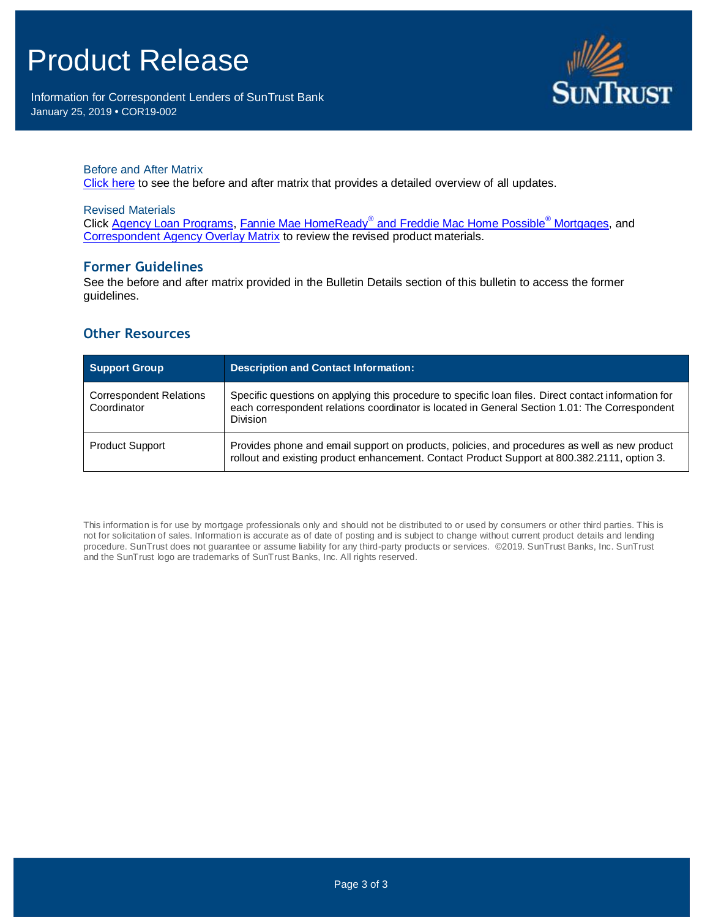# Product Release

Information for Correspondent Lenders of SunTrust Bank
January 25, 2019 • COR19-002

### Before and After Matrix

Click here to see the before and after matrix that provides a detailed overview of all updates.

### Revised Materials

Click Agency Loan Programs, Fannie Mae HomeReady® and Freddie Mac Home Possible® Mortgages, and Correspondent Agency Overlay Matrix to review the revised product materials.

## Former Guidelines

See the before and after matrix provided in the Bulletin Details section of this bulletin to access the former guidelines.

## Other Resources

| Support Group | Description and Contact Information: |
|---|---|
| Correspondent Relations Coordinator | Specific questions on applying this procedure to specific loan files. Direct contact information for each correspondent relations coordinator is located in General Section 1.01: The Correspondent Division |
| Product Support | Provides phone and email support on products, policies, and procedures as well as new product rollout and existing product enhancement. Contact Product Support at 800.382.2111, option 3. |

This information is for use by mortgage professionals only and should not be distributed to or used by consumers or other third parties. This is not for solicitation of sales. Information is accurate as of date of posting and is subject to change without current product details and lending procedure. SunTrust does not guarantee or assume liability for any third-party products or services. ©2019. SunTrust Banks, Inc. SunTrust and the SunTrust logo are trademarks of SunTrust Banks, Inc. All rights reserved.